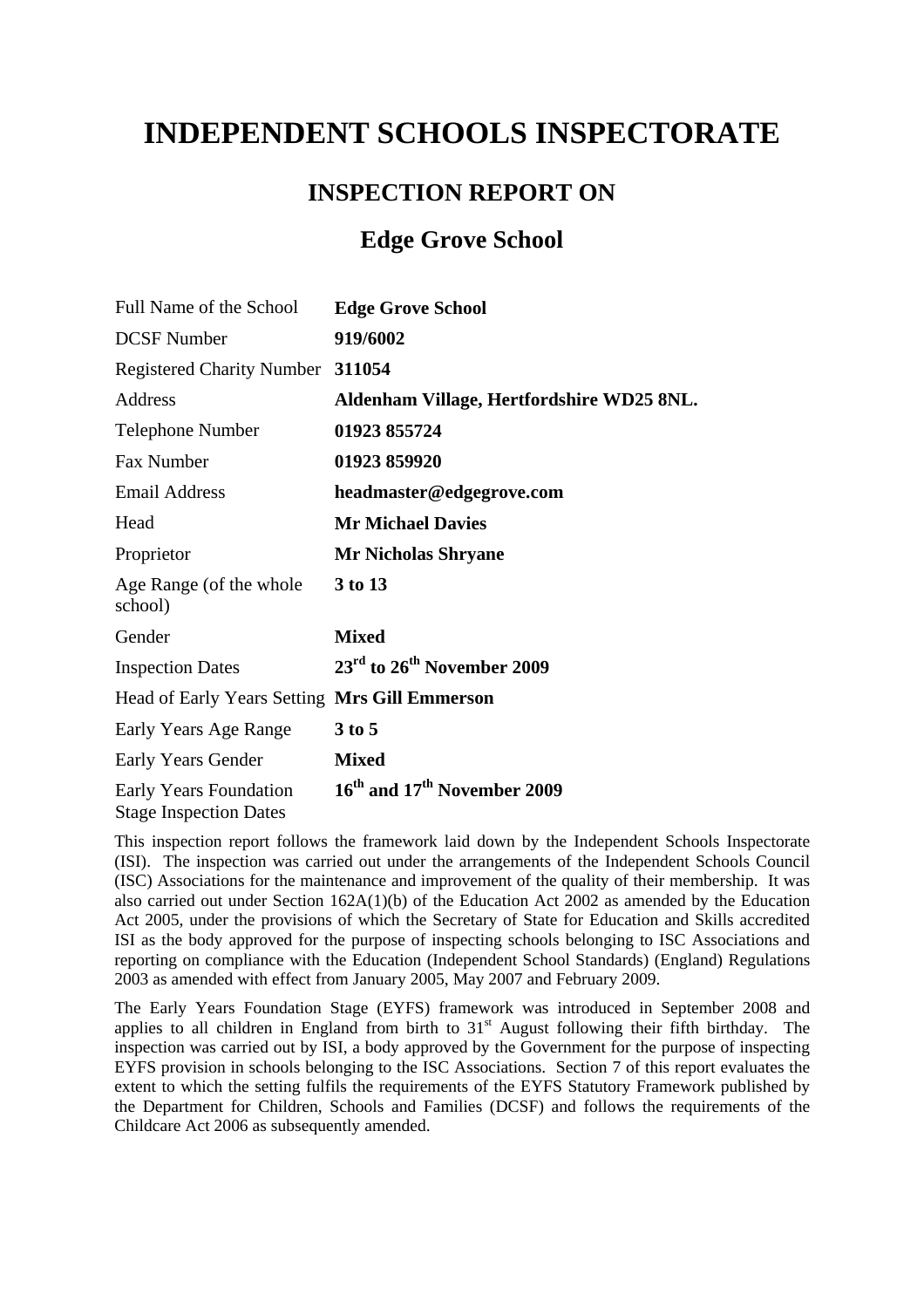# INDEPENDENT SCHOOLS INSPECTORATE

## INSPECTION REPORT ON

## Edge Grove School

| | |
|---|---|
| Full Name of the School | **Edge Grove School** |
| DCSF Number | **919/6002** |
| Registered Charity Number | **311054** |
| Address | **Aldenham Village, Hertfordshire WD25 8NL.** |
| Telephone Number | **01923 855724** |
| Fax Number | **01923 859920** |
| Email Address | **headmaster@edgegrove.com** |
| Head | **Mr Michael Davies** |
| Proprietor | **Mr Nicholas Shryane** |
| Age Range (of the whole school) | **3 to 13** |
| Gender | **Mixed** |
| Inspection Dates | **23rd to 26th November 2009** |
| Head of Early Years Setting | **Mrs Gill Emmerson** |
| Early Years Age Range | **3 to 5** |
| Early Years Gender | **Mixed** |
| Early Years Foundation Stage Inspection Dates | **16th and 17th November 2009** |

This inspection report follows the framework laid down by the Independent Schools Inspectorate (ISI). The inspection was carried out under the arrangements of the Independent Schools Council (ISC) Associations for the maintenance and improvement of the quality of their membership. It was also carried out under Section 162A(1)(b) of the Education Act 2002 as amended by the Education Act 2005, under the provisions of which the Secretary of State for Education and Skills accredited ISI as the body approved for the purpose of inspecting schools belonging to ISC Associations and reporting on compliance with the Education (Independent School Standards) (England) Regulations 2003 as amended with effect from January 2005, May 2007 and February 2009.

The Early Years Foundation Stage (EYFS) framework was introduced in September 2008 and applies to all children in England from birth to 31st August following their fifth birthday. The inspection was carried out by ISI, a body approved by the Government for the purpose of inspecting EYFS provision in schools belonging to the ISC Associations. Section 7 of this report evaluates the extent to which the setting fulfils the requirements of the EYFS Statutory Framework published by the Department for Children, Schools and Families (DCSF) and follows the requirements of the Childcare Act 2006 as subsequently amended.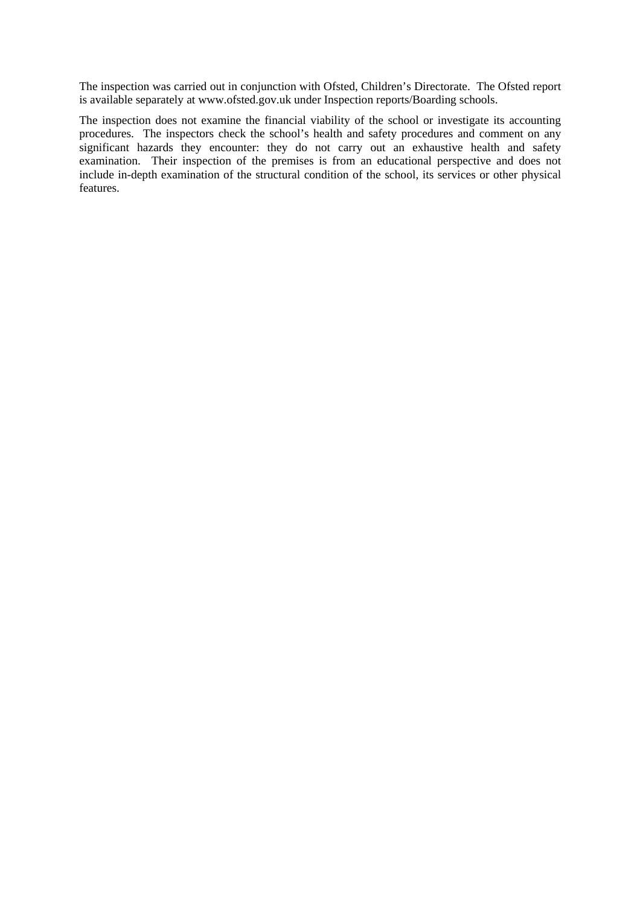The inspection was carried out in conjunction with Ofsted, Children's Directorate. The Ofsted report is available separately at www.ofsted.gov.uk under Inspection reports/Boarding schools.

The inspection does not examine the financial viability of the school or investigate its accounting procedures. The inspectors check the school's health and safety procedures and comment on any significant hazards they encounter: they do not carry out an exhaustive health and safety examination. Their inspection of the premises is from an educational perspective and does not include in-depth examination of the structural condition of the school, its services or other physical features.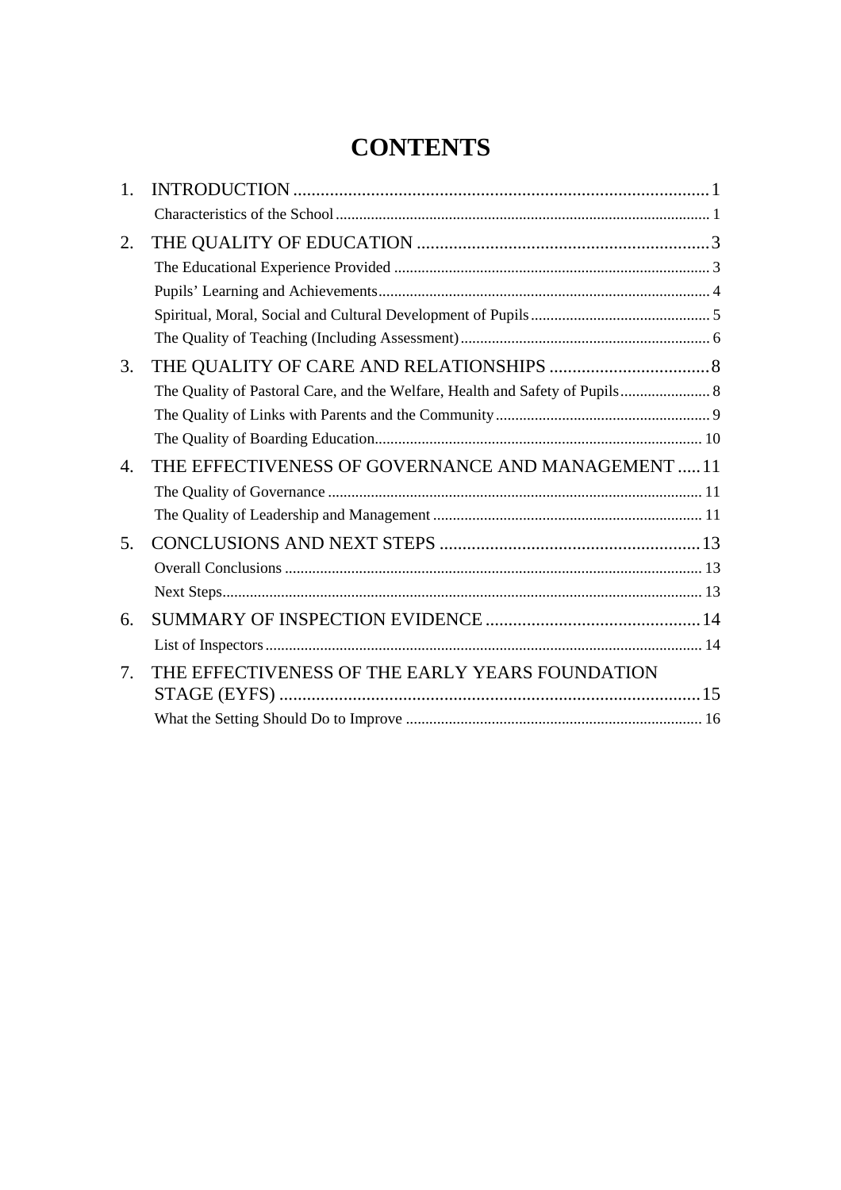# CONTENTS

1. INTRODUCTION ........ 1
   - Characteristics of the School ........ 1
2. THE QUALITY OF EDUCATION ........ 3
   - The Educational Experience Provided ........ 3
   - Pupils' Learning and Achievements ........ 4
   - Spiritual, Moral, Social and Cultural Development of Pupils ........ 5
   - The Quality of Teaching (Including Assessment) ........ 6
3. THE QUALITY OF CARE AND RELATIONSHIPS ........ 8
   - The Quality of Pastoral Care, and the Welfare, Health and Safety of Pupils ........ 8
   - The Quality of Links with Parents and the Community ........ 9
   - The Quality of Boarding Education ........ 10
4. THE EFFECTIVENESS OF GOVERNANCE AND MANAGEMENT ........ 11
   - The Quality of Governance ........ 11
   - The Quality of Leadership and Management ........ 11
5. CONCLUSIONS AND NEXT STEPS ........ 13
   - Overall Conclusions ........ 13
   - Next Steps ........ 13
6. SUMMARY OF INSPECTION EVIDENCE ........ 14
   - List of Inspectors ........ 14
7. THE EFFECTIVENESS OF THE EARLY YEARS FOUNDATION STAGE (EYFS) ........ 15
   - What the Setting Should Do to Improve ........ 16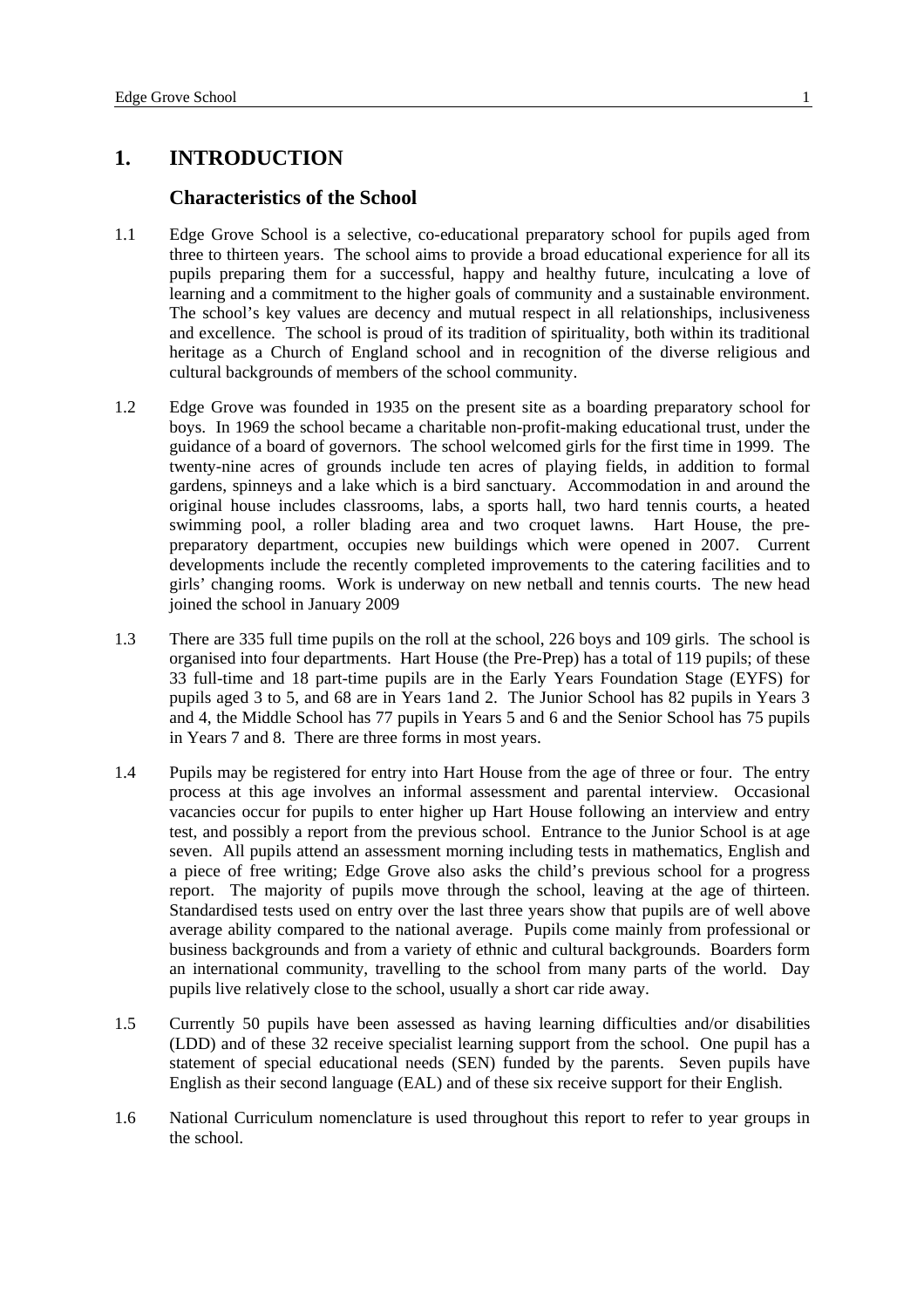# 1. INTRODUCTION

## Characteristics of the School

1.1 Edge Grove School is a selective, co-educational preparatory school for pupils aged from three to thirteen years. The school aims to provide a broad educational experience for all its pupils preparing them for a successful, happy and healthy future, inculcating a love of learning and a commitment to the higher goals of community and a sustainable environment. The school's key values are decency and mutual respect in all relationships, inclusiveness and excellence. The school is proud of its tradition of spirituality, both within its traditional heritage as a Church of England school and in recognition of the diverse religious and cultural backgrounds of members of the school community.

1.2 Edge Grove was founded in 1935 on the present site as a boarding preparatory school for boys. In 1969 the school became a charitable non-profit-making educational trust, under the guidance of a board of governors. The school welcomed girls for the first time in 1999. The twenty-nine acres of grounds include ten acres of playing fields, in addition to formal gardens, spinneys and a lake which is a bird sanctuary. Accommodation in and around the original house includes classrooms, labs, a sports hall, two hard tennis courts, a heated swimming pool, a roller blading area and two croquet lawns. Hart House, the pre-preparatory department, occupies new buildings which were opened in 2007. Current developments include the recently completed improvements to the catering facilities and to girls' changing rooms. Work is underway on new netball and tennis courts. The new head joined the school in January 2009

1.3 There are 335 full time pupils on the roll at the school, 226 boys and 109 girls. The school is organised into four departments. Hart House (the Pre-Prep) has a total of 119 pupils; of these 33 full-time and 18 part-time pupils are in the Early Years Foundation Stage (EYFS) for pupils aged 3 to 5, and 68 are in Years 1and 2. The Junior School has 82 pupils in Years 3 and 4, the Middle School has 77 pupils in Years 5 and 6 and the Senior School has 75 pupils in Years 7 and 8. There are three forms in most years.

1.4 Pupils may be registered for entry into Hart House from the age of three or four. The entry process at this age involves an informal assessment and parental interview. Occasional vacancies occur for pupils to enter higher up Hart House following an interview and entry test, and possibly a report from the previous school. Entrance to the Junior School is at age seven. All pupils attend an assessment morning including tests in mathematics, English and a piece of free writing; Edge Grove also asks the child's previous school for a progress report. The majority of pupils move through the school, leaving at the age of thirteen. Standardised tests used on entry over the last three years show that pupils are of well above average ability compared to the national average. Pupils come mainly from professional or business backgrounds and from a variety of ethnic and cultural backgrounds. Boarders form an international community, travelling to the school from many parts of the world. Day pupils live relatively close to the school, usually a short car ride away.

1.5 Currently 50 pupils have been assessed as having learning difficulties and/or disabilities (LDD) and of these 32 receive specialist learning support from the school. One pupil has a statement of special educational needs (SEN) funded by the parents. Seven pupils have English as their second language (EAL) and of these six receive support for their English.

1.6 National Curriculum nomenclature is used throughout this report to refer to year groups in the school.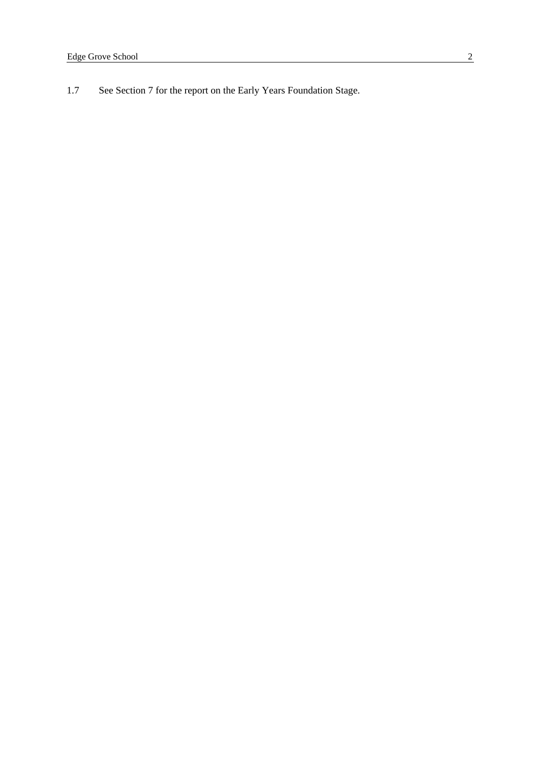1.7 See Section 7 for the report on the Early Years Foundation Stage.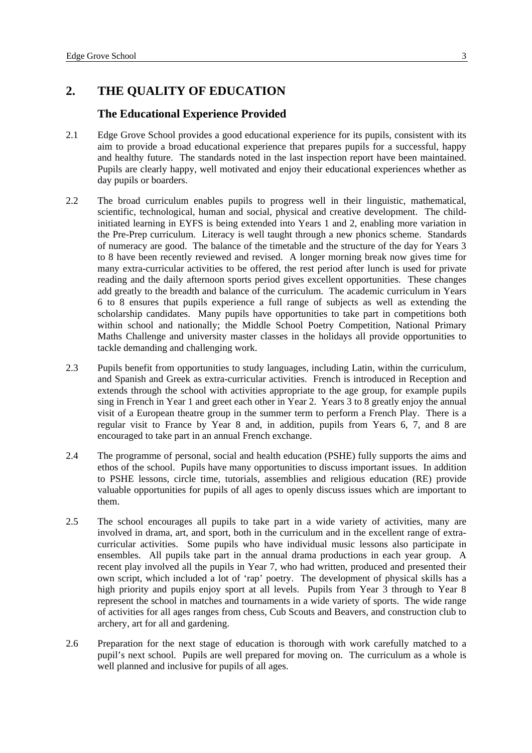## 2. THE QUALITY OF EDUCATION

### The Educational Experience Provided

2.1 Edge Grove School provides a good educational experience for its pupils, consistent with its aim to provide a broad educational experience that prepares pupils for a successful, happy and healthy future. The standards noted in the last inspection report have been maintained. Pupils are clearly happy, well motivated and enjoy their educational experiences whether as day pupils or boarders.

2.2 The broad curriculum enables pupils to progress well in their linguistic, mathematical, scientific, technological, human and social, physical and creative development. The child-initiated learning in EYFS is being extended into Years 1 and 2, enabling more variation in the Pre-Prep curriculum. Literacy is well taught through a new phonics scheme. Standards of numeracy are good. The balance of the timetable and the structure of the day for Years 3 to 8 have been recently reviewed and revised. A longer morning break now gives time for many extra-curricular activities to be offered, the rest period after lunch is used for private reading and the daily afternoon sports period gives excellent opportunities. These changes add greatly to the breadth and balance of the curriculum. The academic curriculum in Years 6 to 8 ensures that pupils experience a full range of subjects as well as extending the scholarship candidates. Many pupils have opportunities to take part in competitions both within school and nationally; the Middle School Poetry Competition, National Primary Maths Challenge and university master classes in the holidays all provide opportunities to tackle demanding and challenging work.

2.3 Pupils benefit from opportunities to study languages, including Latin, within the curriculum, and Spanish and Greek as extra-curricular activities. French is introduced in Reception and extends through the school with activities appropriate to the age group, for example pupils sing in French in Year 1 and greet each other in Year 2. Years 3 to 8 greatly enjoy the annual visit of a European theatre group in the summer term to perform a French Play. There is a regular visit to France by Year 8 and, in addition, pupils from Years 6, 7, and 8 are encouraged to take part in an annual French exchange.

2.4 The programme of personal, social and health education (PSHE) fully supports the aims and ethos of the school. Pupils have many opportunities to discuss important issues. In addition to PSHE lessons, circle time, tutorials, assemblies and religious education (RE) provide valuable opportunities for pupils of all ages to openly discuss issues which are important to them.

2.5 The school encourages all pupils to take part in a wide variety of activities, many are involved in drama, art, and sport, both in the curriculum and in the excellent range of extra-curricular activities. Some pupils who have individual music lessons also participate in ensembles. All pupils take part in the annual drama productions in each year group. A recent play involved all the pupils in Year 7, who had written, produced and presented their own script, which included a lot of 'rap' poetry. The development of physical skills has a high priority and pupils enjoy sport at all levels. Pupils from Year 3 through to Year 8 represent the school in matches and tournaments in a wide variety of sports. The wide range of activities for all ages ranges from chess, Cub Scouts and Beavers, and construction club to archery, art for all and gardening.

2.6 Preparation for the next stage of education is thorough with work carefully matched to a pupil's next school. Pupils are well prepared for moving on. The curriculum as a whole is well planned and inclusive for pupils of all ages.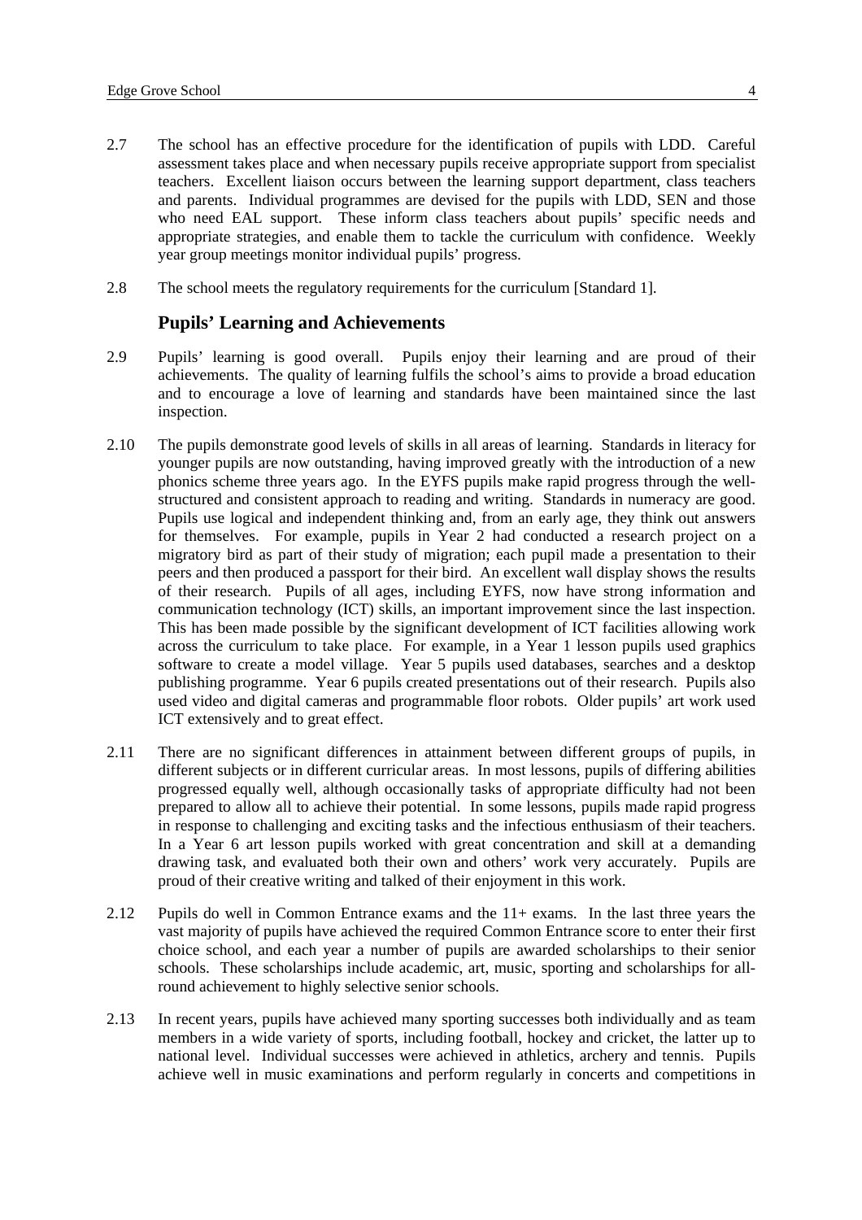2.7 The school has an effective procedure for the identification of pupils with LDD. Careful assessment takes place and when necessary pupils receive appropriate support from specialist teachers. Excellent liaison occurs between the learning support department, class teachers and parents. Individual programmes are devised for the pupils with LDD, SEN and those who need EAL support. These inform class teachers about pupils' specific needs and appropriate strategies, and enable them to tackle the curriculum with confidence. Weekly year group meetings monitor individual pupils' progress.

2.8 The school meets the regulatory requirements for the curriculum [Standard 1].

### Pupils' Learning and Achievements

2.9 Pupils' learning is good overall. Pupils enjoy their learning and are proud of their achievements. The quality of learning fulfils the school's aims to provide a broad education and to encourage a love of learning and standards have been maintained since the last inspection.

2.10 The pupils demonstrate good levels of skills in all areas of learning. Standards in literacy for younger pupils are now outstanding, having improved greatly with the introduction of a new phonics scheme three years ago. In the EYFS pupils make rapid progress through the well-structured and consistent approach to reading and writing. Standards in numeracy are good. Pupils use logical and independent thinking and, from an early age, they think out answers for themselves. For example, pupils in Year 2 had conducted a research project on a migratory bird as part of their study of migration; each pupil made a presentation to their peers and then produced a passport for their bird. An excellent wall display shows the results of their research. Pupils of all ages, including EYFS, now have strong information and communication technology (ICT) skills, an important improvement since the last inspection. This has been made possible by the significant development of ICT facilities allowing work across the curriculum to take place. For example, in a Year 1 lesson pupils used graphics software to create a model village. Year 5 pupils used databases, searches and a desktop publishing programme. Year 6 pupils created presentations out of their research. Pupils also used video and digital cameras and programmable floor robots. Older pupils' art work used ICT extensively and to great effect.

2.11 There are no significant differences in attainment between different groups of pupils, in different subjects or in different curricular areas. In most lessons, pupils of differing abilities progressed equally well, although occasionally tasks of appropriate difficulty had not been prepared to allow all to achieve their potential. In some lessons, pupils made rapid progress in response to challenging and exciting tasks and the infectious enthusiasm of their teachers. In a Year 6 art lesson pupils worked with great concentration and skill at a demanding drawing task, and evaluated both their own and others' work very accurately. Pupils are proud of their creative writing and talked of their enjoyment in this work.

2.12 Pupils do well in Common Entrance exams and the 11+ exams. In the last three years the vast majority of pupils have achieved the required Common Entrance score to enter their first choice school, and each year a number of pupils are awarded scholarships to their senior schools. These scholarships include academic, art, music, sporting and scholarships for all-round achievement to highly selective senior schools.

2.13 In recent years, pupils have achieved many sporting successes both individually and as team members in a wide variety of sports, including football, hockey and cricket, the latter up to national level. Individual successes were achieved in athletics, archery and tennis. Pupils achieve well in music examinations and perform regularly in concerts and competitions in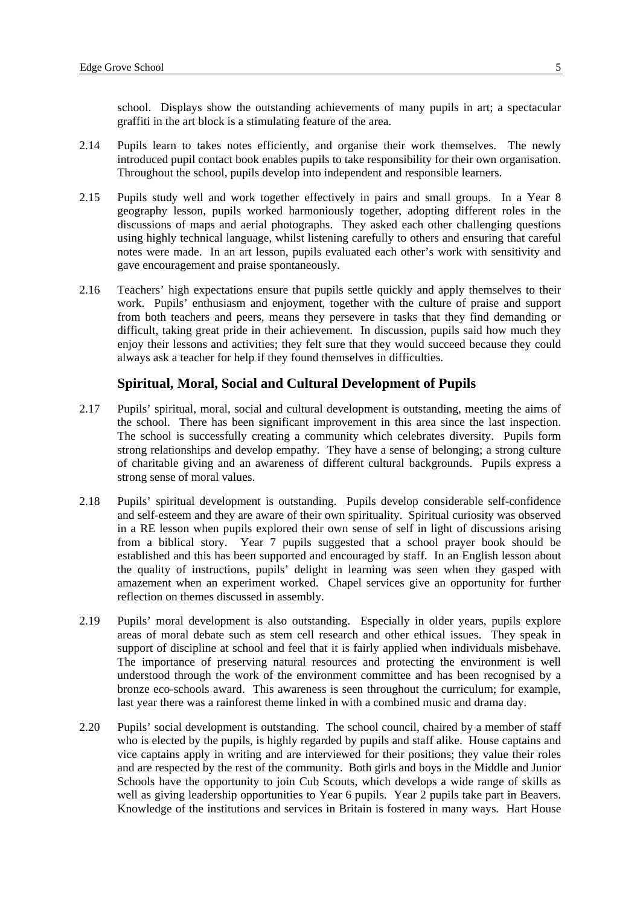school. Displays show the outstanding achievements of many pupils in art; a spectacular graffiti in the art block is a stimulating feature of the area.

2.14 Pupils learn to takes notes efficiently, and organise their work themselves. The newly introduced pupil contact book enables pupils to take responsibility for their own organisation. Throughout the school, pupils develop into independent and responsible learners.

2.15 Pupils study well and work together effectively in pairs and small groups. In a Year 8 geography lesson, pupils worked harmoniously together, adopting different roles in the discussions of maps and aerial photographs. They asked each other challenging questions using highly technical language, whilst listening carefully to others and ensuring that careful notes were made. In an art lesson, pupils evaluated each other's work with sensitivity and gave encouragement and praise spontaneously.

2.16 Teachers' high expectations ensure that pupils settle quickly and apply themselves to their work. Pupils' enthusiasm and enjoyment, together with the culture of praise and support from both teachers and peers, means they persevere in tasks that they find demanding or difficult, taking great pride in their achievement. In discussion, pupils said how much they enjoy their lessons and activities; they felt sure that they would succeed because they could always ask a teacher for help if they found themselves in difficulties.

### Spiritual, Moral, Social and Cultural Development of Pupils

2.17 Pupils' spiritual, moral, social and cultural development is outstanding, meeting the aims of the school. There has been significant improvement in this area since the last inspection. The school is successfully creating a community which celebrates diversity. Pupils form strong relationships and develop empathy. They have a sense of belonging; a strong culture of charitable giving and an awareness of different cultural backgrounds. Pupils express a strong sense of moral values.

2.18 Pupils' spiritual development is outstanding. Pupils develop considerable self-confidence and self-esteem and they are aware of their own spirituality. Spiritual curiosity was observed in a RE lesson when pupils explored their own sense of self in light of discussions arising from a biblical story. Year 7 pupils suggested that a school prayer book should be established and this has been supported and encouraged by staff. In an English lesson about the quality of instructions, pupils' delight in learning was seen when they gasped with amazement when an experiment worked. Chapel services give an opportunity for further reflection on themes discussed in assembly.

2.19 Pupils' moral development is also outstanding. Especially in older years, pupils explore areas of moral debate such as stem cell research and other ethical issues. They speak in support of discipline at school and feel that it is fairly applied when individuals misbehave. The importance of preserving natural resources and protecting the environment is well understood through the work of the environment committee and has been recognised by a bronze eco-schools award. This awareness is seen throughout the curriculum; for example, last year there was a rainforest theme linked in with a combined music and drama day.

2.20 Pupils' social development is outstanding. The school council, chaired by a member of staff who is elected by the pupils, is highly regarded by pupils and staff alike. House captains and vice captains apply in writing and are interviewed for their positions; they value their roles and are respected by the rest of the community. Both girls and boys in the Middle and Junior Schools have the opportunity to join Cub Scouts, which develops a wide range of skills as well as giving leadership opportunities to Year 6 pupils. Year 2 pupils take part in Beavers. Knowledge of the institutions and services in Britain is fostered in many ways. Hart House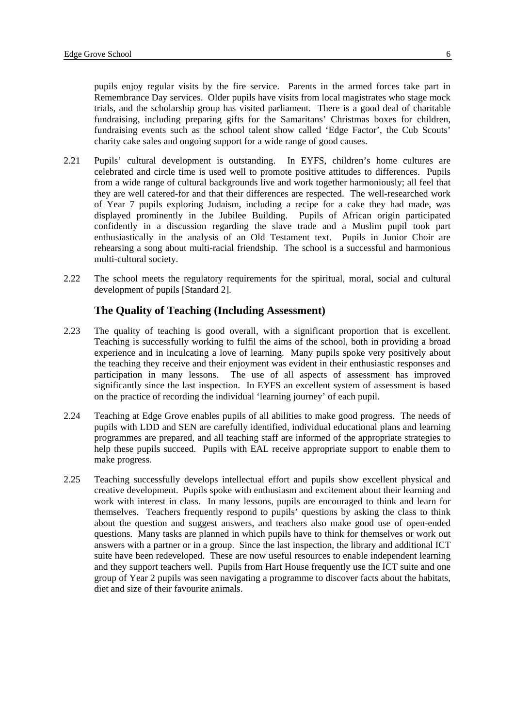pupils enjoy regular visits by the fire service. Parents in the armed forces take part in Remembrance Day services. Older pupils have visits from local magistrates who stage mock trials, and the scholarship group has visited parliament. There is a good deal of charitable fundraising, including preparing gifts for the Samaritans' Christmas boxes for children, fundraising events such as the school talent show called 'Edge Factor', the Cub Scouts' charity cake sales and ongoing support for a wide range of good causes.

2.21 Pupils' cultural development is outstanding. In EYFS, children's home cultures are celebrated and circle time is used well to promote positive attitudes to differences. Pupils from a wide range of cultural backgrounds live and work together harmoniously; all feel that they are well catered-for and that their differences are respected. The well-researched work of Year 7 pupils exploring Judaism, including a recipe for a cake they had made, was displayed prominently in the Jubilee Building. Pupils of African origin participated confidently in a discussion regarding the slave trade and a Muslim pupil took part enthusiastically in the analysis of an Old Testament text. Pupils in Junior Choir are rehearsing a song about multi-racial friendship. The school is a successful and harmonious multi-cultural society.

2.22 The school meets the regulatory requirements for the spiritual, moral, social and cultural development of pupils [Standard 2].

### The Quality of Teaching (Including Assessment)

2.23 The quality of teaching is good overall, with a significant proportion that is excellent. Teaching is successfully working to fulfil the aims of the school, both in providing a broad experience and in inculcating a love of learning. Many pupils spoke very positively about the teaching they receive and their enjoyment was evident in their enthusiastic responses and participation in many lessons. The use of all aspects of assessment has improved significantly since the last inspection. In EYFS an excellent system of assessment is based on the practice of recording the individual 'learning journey' of each pupil.

2.24 Teaching at Edge Grove enables pupils of all abilities to make good progress. The needs of pupils with LDD and SEN are carefully identified, individual educational plans and learning programmes are prepared, and all teaching staff are informed of the appropriate strategies to help these pupils succeed. Pupils with EAL receive appropriate support to enable them to make progress.

2.25 Teaching successfully develops intellectual effort and pupils show excellent physical and creative development. Pupils spoke with enthusiasm and excitement about their learning and work with interest in class. In many lessons, pupils are encouraged to think and learn for themselves. Teachers frequently respond to pupils' questions by asking the class to think about the question and suggest answers, and teachers also make good use of open-ended questions. Many tasks are planned in which pupils have to think for themselves or work out answers with a partner or in a group. Since the last inspection, the library and additional ICT suite have been redeveloped. These are now useful resources to enable independent learning and they support teachers well. Pupils from Hart House frequently use the ICT suite and one group of Year 2 pupils was seen navigating a programme to discover facts about the habitats, diet and size of their favourite animals.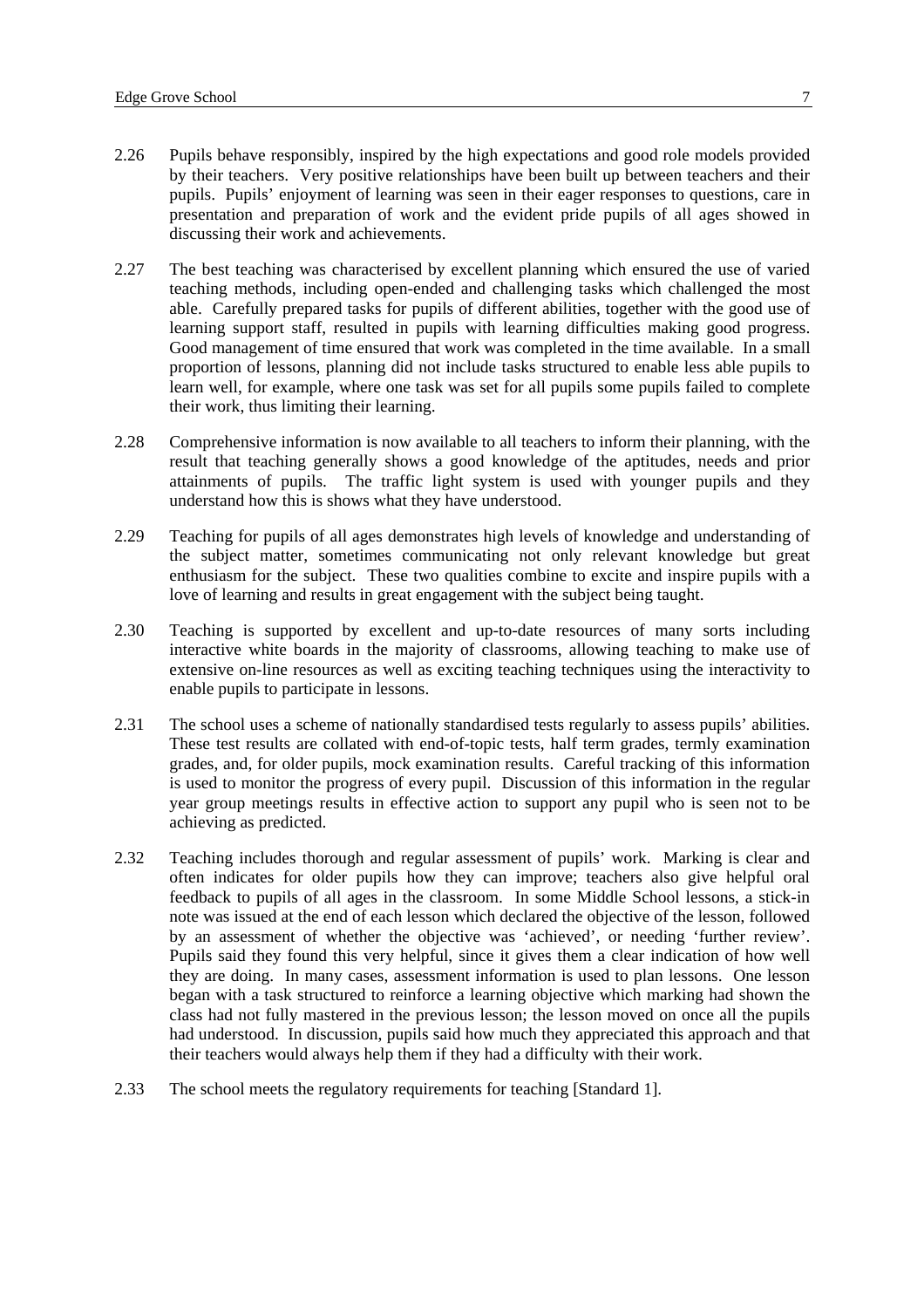2.26 Pupils behave responsibly, inspired by the high expectations and good role models provided by their teachers. Very positive relationships have been built up between teachers and their pupils. Pupils' enjoyment of learning was seen in their eager responses to questions, care in presentation and preparation of work and the evident pride pupils of all ages showed in discussing their work and achievements.

2.27 The best teaching was characterised by excellent planning which ensured the use of varied teaching methods, including open-ended and challenging tasks which challenged the most able. Carefully prepared tasks for pupils of different abilities, together with the good use of learning support staff, resulted in pupils with learning difficulties making good progress. Good management of time ensured that work was completed in the time available. In a small proportion of lessons, planning did not include tasks structured to enable less able pupils to learn well, for example, where one task was set for all pupils some pupils failed to complete their work, thus limiting their learning.

2.28 Comprehensive information is now available to all teachers to inform their planning, with the result that teaching generally shows a good knowledge of the aptitudes, needs and prior attainments of pupils. The traffic light system is used with younger pupils and they understand how this is shows what they have understood.

2.29 Teaching for pupils of all ages demonstrates high levels of knowledge and understanding of the subject matter, sometimes communicating not only relevant knowledge but great enthusiasm for the subject. These two qualities combine to excite and inspire pupils with a love of learning and results in great engagement with the subject being taught.

2.30 Teaching is supported by excellent and up-to-date resources of many sorts including interactive white boards in the majority of classrooms, allowing teaching to make use of extensive on-line resources as well as exciting teaching techniques using the interactivity to enable pupils to participate in lessons.

2.31 The school uses a scheme of nationally standardised tests regularly to assess pupils' abilities. These test results are collated with end-of-topic tests, half term grades, termly examination grades, and, for older pupils, mock examination results. Careful tracking of this information is used to monitor the progress of every pupil. Discussion of this information in the regular year group meetings results in effective action to support any pupil who is seen not to be achieving as predicted.

2.32 Teaching includes thorough and regular assessment of pupils' work. Marking is clear and often indicates for older pupils how they can improve; teachers also give helpful oral feedback to pupils of all ages in the classroom. In some Middle School lessons, a stick-in note was issued at the end of each lesson which declared the objective of the lesson, followed by an assessment of whether the objective was 'achieved', or needing 'further review'. Pupils said they found this very helpful, since it gives them a clear indication of how well they are doing. In many cases, assessment information is used to plan lessons. One lesson began with a task structured to reinforce a learning objective which marking had shown the class had not fully mastered in the previous lesson; the lesson moved on once all the pupils had understood. In discussion, pupils said how much they appreciated this approach and that their teachers would always help them if they had a difficulty with their work.

2.33 The school meets the regulatory requirements for teaching [Standard 1].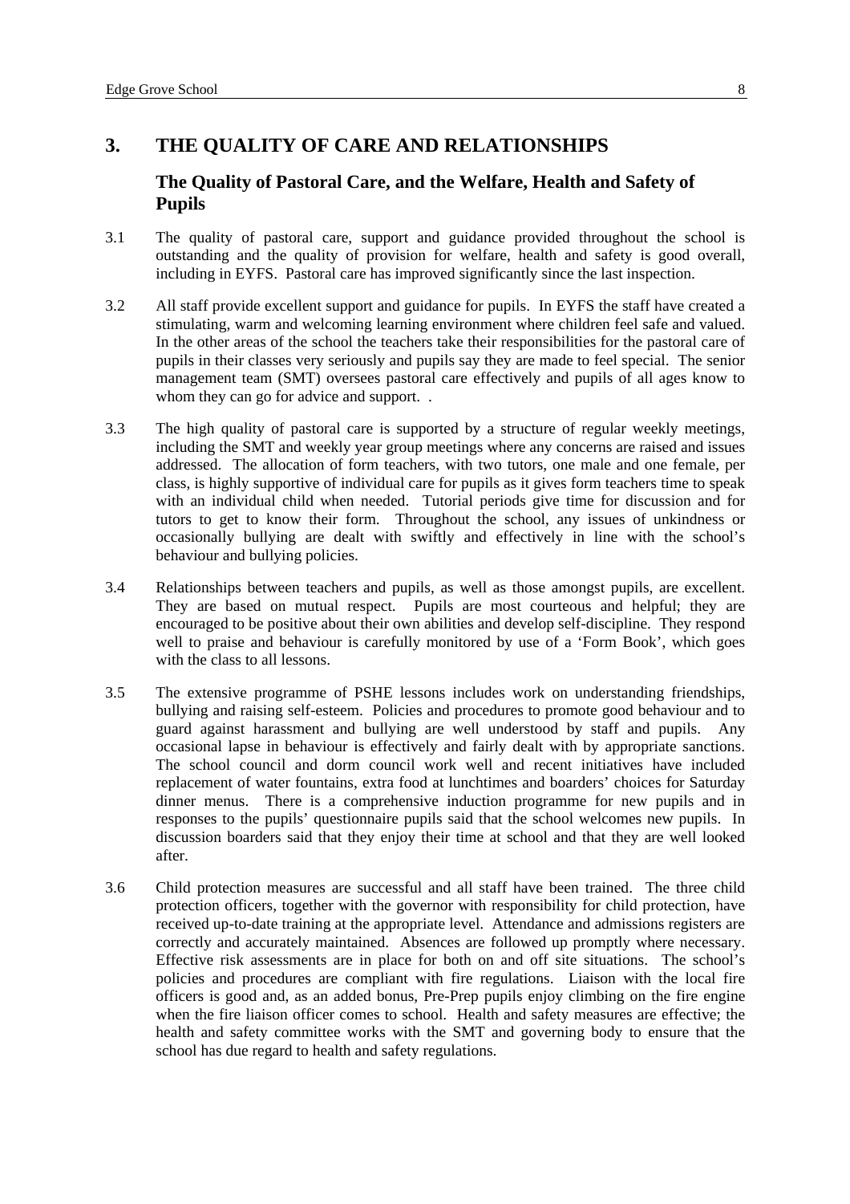## 3. THE QUALITY OF CARE AND RELATIONSHIPS

### The Quality of Pastoral Care, and the Welfare, Health and Safety of Pupils

3.1 The quality of pastoral care, support and guidance provided throughout the school is outstanding and the quality of provision for welfare, health and safety is good overall, including in EYFS. Pastoral care has improved significantly since the last inspection.

3.2 All staff provide excellent support and guidance for pupils. In EYFS the staff have created a stimulating, warm and welcoming learning environment where children feel safe and valued. In the other areas of the school the teachers take their responsibilities for the pastoral care of pupils in their classes very seriously and pupils say they are made to feel special. The senior management team (SMT) oversees pastoral care effectively and pupils of all ages know to whom they can go for advice and support. .

3.3 The high quality of pastoral care is supported by a structure of regular weekly meetings, including the SMT and weekly year group meetings where any concerns are raised and issues addressed. The allocation of form teachers, with two tutors, one male and one female, per class, is highly supportive of individual care for pupils as it gives form teachers time to speak with an individual child when needed. Tutorial periods give time for discussion and for tutors to get to know their form. Throughout the school, any issues of unkindness or occasionally bullying are dealt with swiftly and effectively in line with the school's behaviour and bullying policies.

3.4 Relationships between teachers and pupils, as well as those amongst pupils, are excellent. They are based on mutual respect. Pupils are most courteous and helpful; they are encouraged to be positive about their own abilities and develop self-discipline. They respond well to praise and behaviour is carefully monitored by use of a 'Form Book', which goes with the class to all lessons.

3.5 The extensive programme of PSHE lessons includes work on understanding friendships, bullying and raising self-esteem. Policies and procedures to promote good behaviour and to guard against harassment and bullying are well understood by staff and pupils. Any occasional lapse in behaviour is effectively and fairly dealt with by appropriate sanctions. The school council and dorm council work well and recent initiatives have included replacement of water fountains, extra food at lunchtimes and boarders' choices for Saturday dinner menus. There is a comprehensive induction programme for new pupils and in responses to the pupils' questionnaire pupils said that the school welcomes new pupils. In discussion boarders said that they enjoy their time at school and that they are well looked after.

3.6 Child protection measures are successful and all staff have been trained. The three child protection officers, together with the governor with responsibility for child protection, have received up-to-date training at the appropriate level. Attendance and admissions registers are correctly and accurately maintained. Absences are followed up promptly where necessary. Effective risk assessments are in place for both on and off site situations. The school's policies and procedures are compliant with fire regulations. Liaison with the local fire officers is good and, as an added bonus, Pre-Prep pupils enjoy climbing on the fire engine when the fire liaison officer comes to school. Health and safety measures are effective; the health and safety committee works with the SMT and governing body to ensure that the school has due regard to health and safety regulations.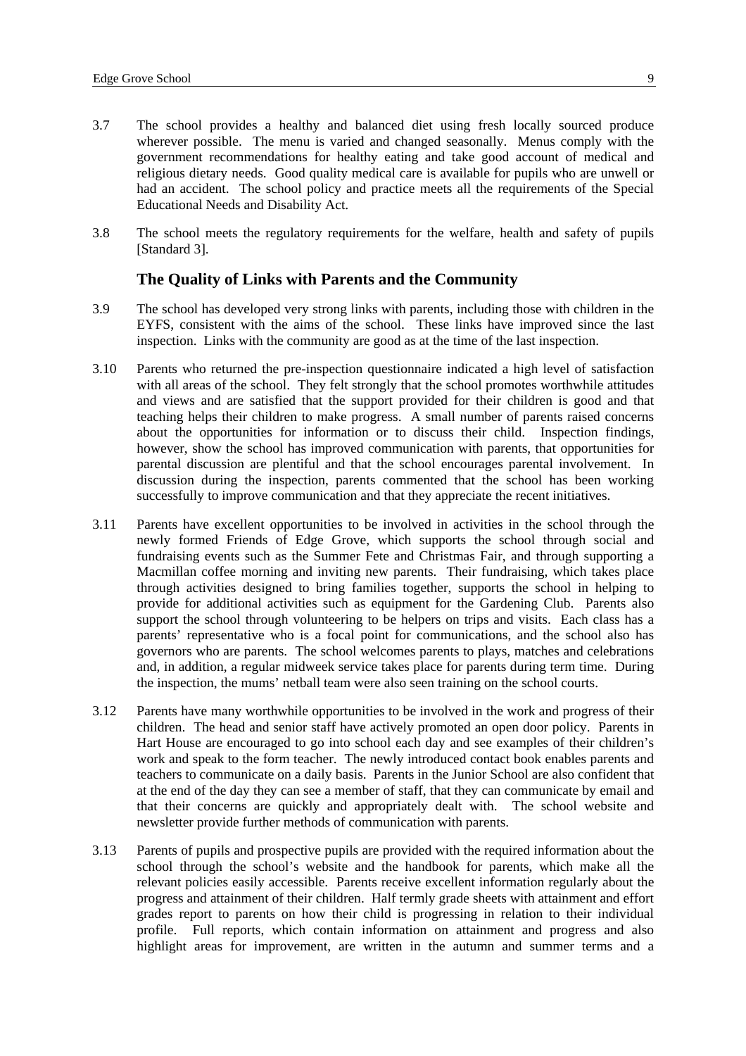3.7 The school provides a healthy and balanced diet using fresh locally sourced produce wherever possible. The menu is varied and changed seasonally. Menus comply with the government recommendations for healthy eating and take good account of medical and religious dietary needs. Good quality medical care is available for pupils who are unwell or had an accident. The school policy and practice meets all the requirements of the Special Educational Needs and Disability Act.

3.8 The school meets the regulatory requirements for the welfare, health and safety of pupils [Standard 3].

### The Quality of Links with Parents and the Community

3.9 The school has developed very strong links with parents, including those with children in the EYFS, consistent with the aims of the school. These links have improved since the last inspection. Links with the community are good as at the time of the last inspection.

3.10 Parents who returned the pre-inspection questionnaire indicated a high level of satisfaction with all areas of the school. They felt strongly that the school promotes worthwhile attitudes and views and are satisfied that the support provided for their children is good and that teaching helps their children to make progress. A small number of parents raised concerns about the opportunities for information or to discuss their child. Inspection findings, however, show the school has improved communication with parents, that opportunities for parental discussion are plentiful and that the school encourages parental involvement. In discussion during the inspection, parents commented that the school has been working successfully to improve communication and that they appreciate the recent initiatives.

3.11 Parents have excellent opportunities to be involved in activities in the school through the newly formed Friends of Edge Grove, which supports the school through social and fundraising events such as the Summer Fete and Christmas Fair, and through supporting a Macmillan coffee morning and inviting new parents. Their fundraising, which takes place through activities designed to bring families together, supports the school in helping to provide for additional activities such as equipment for the Gardening Club. Parents also support the school through volunteering to be helpers on trips and visits. Each class has a parents' representative who is a focal point for communications, and the school also has governors who are parents. The school welcomes parents to plays, matches and celebrations and, in addition, a regular midweek service takes place for parents during term time. During the inspection, the mums' netball team were also seen training on the school courts.

3.12 Parents have many worthwhile opportunities to be involved in the work and progress of their children. The head and senior staff have actively promoted an open door policy. Parents in Hart House are encouraged to go into school each day and see examples of their children's work and speak to the form teacher. The newly introduced contact book enables parents and teachers to communicate on a daily basis. Parents in the Junior School are also confident that at the end of the day they can see a member of staff, that they can communicate by email and that their concerns are quickly and appropriately dealt with. The school website and newsletter provide further methods of communication with parents.

3.13 Parents of pupils and prospective pupils are provided with the required information about the school through the school's website and the handbook for parents, which make all the relevant policies easily accessible. Parents receive excellent information regularly about the progress and attainment of their children. Half termly grade sheets with attainment and effort grades report to parents on how their child is progressing in relation to their individual profile. Full reports, which contain information on attainment and progress and also highlight areas for improvement, are written in the autumn and summer terms and a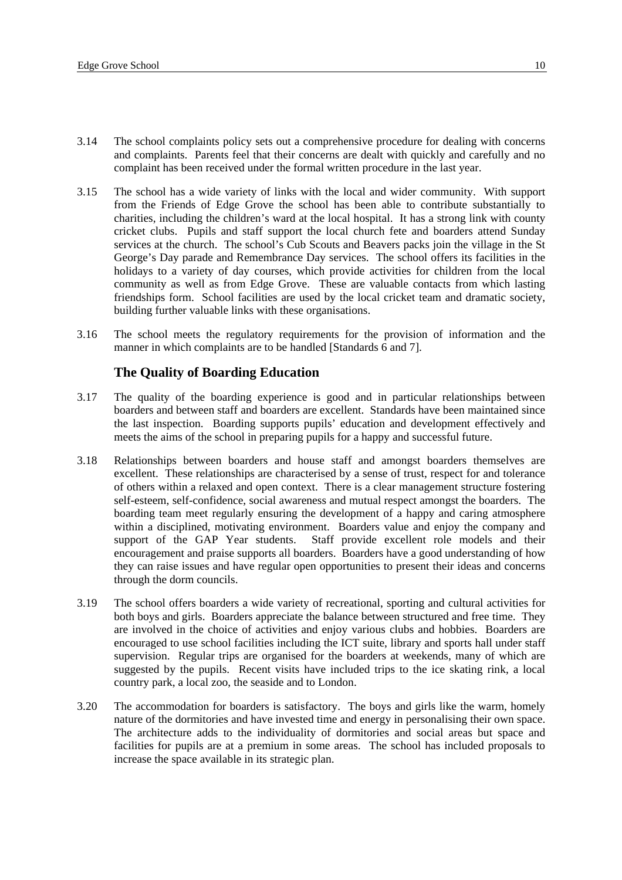3.14 The school complaints policy sets out a comprehensive procedure for dealing with concerns and complaints. Parents feel that their concerns are dealt with quickly and carefully and no complaint has been received under the formal written procedure in the last year.

3.15 The school has a wide variety of links with the local and wider community. With support from the Friends of Edge Grove the school has been able to contribute substantially to charities, including the children's ward at the local hospital. It has a strong link with county cricket clubs. Pupils and staff support the local church fete and boarders attend Sunday services at the church. The school's Cub Scouts and Beavers packs join the village in the St George's Day parade and Remembrance Day services. The school offers its facilities in the holidays to a variety of day courses, which provide activities for children from the local community as well as from Edge Grove. These are valuable contacts from which lasting friendships form. School facilities are used by the local cricket team and dramatic society, building further valuable links with these organisations.

3.16 The school meets the regulatory requirements for the provision of information and the manner in which complaints are to be handled [Standards 6 and 7].

### The Quality of Boarding Education

3.17 The quality of the boarding experience is good and in particular relationships between boarders and between staff and boarders are excellent. Standards have been maintained since the last inspection. Boarding supports pupils' education and development effectively and meets the aims of the school in preparing pupils for a happy and successful future.

3.18 Relationships between boarders and house staff and amongst boarders themselves are excellent. These relationships are characterised by a sense of trust, respect for and tolerance of others within a relaxed and open context. There is a clear management structure fostering self-esteem, self-confidence, social awareness and mutual respect amongst the boarders. The boarding team meet regularly ensuring the development of a happy and caring atmosphere within a disciplined, motivating environment. Boarders value and enjoy the company and support of the GAP Year students. Staff provide excellent role models and their encouragement and praise supports all boarders. Boarders have a good understanding of how they can raise issues and have regular open opportunities to present their ideas and concerns through the dorm councils.

3.19 The school offers boarders a wide variety of recreational, sporting and cultural activities for both boys and girls. Boarders appreciate the balance between structured and free time. They are involved in the choice of activities and enjoy various clubs and hobbies. Boarders are encouraged to use school facilities including the ICT suite, library and sports hall under staff supervision. Regular trips are organised for the boarders at weekends, many of which are suggested by the pupils. Recent visits have included trips to the ice skating rink, a local country park, a local zoo, the seaside and to London.

3.20 The accommodation for boarders is satisfactory. The boys and girls like the warm, homely nature of the dormitories and have invested time and energy in personalising their own space. The architecture adds to the individuality of dormitories and social areas but space and facilities for pupils are at a premium in some areas. The school has included proposals to increase the space available in its strategic plan.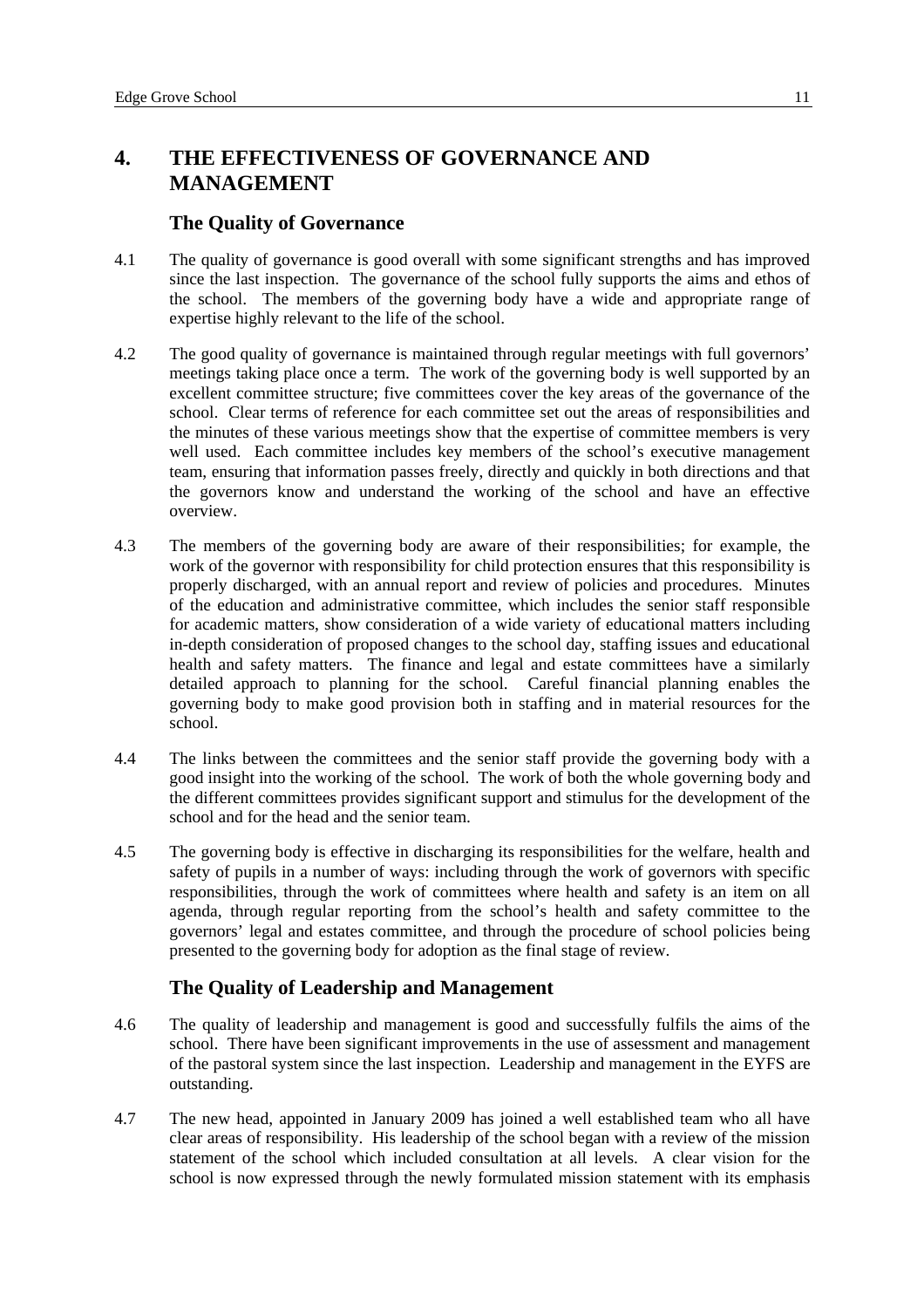## 4. THE EFFECTIVENESS OF GOVERNANCE AND MANAGEMENT

### The Quality of Governance

4.1 The quality of governance is good overall with some significant strengths and has improved since the last inspection. The governance of the school fully supports the aims and ethos of the school. The members of the governing body have a wide and appropriate range of expertise highly relevant to the life of the school.

4.2 The good quality of governance is maintained through regular meetings with full governors' meetings taking place once a term. The work of the governing body is well supported by an excellent committee structure; five committees cover the key areas of the governance of the school. Clear terms of reference for each committee set out the areas of responsibilities and the minutes of these various meetings show that the expertise of committee members is very well used. Each committee includes key members of the school's executive management team, ensuring that information passes freely, directly and quickly in both directions and that the governors know and understand the working of the school and have an effective overview.

4.3 The members of the governing body are aware of their responsibilities; for example, the work of the governor with responsibility for child protection ensures that this responsibility is properly discharged, with an annual report and review of policies and procedures. Minutes of the education and administrative committee, which includes the senior staff responsible for academic matters, show consideration of a wide variety of educational matters including in-depth consideration of proposed changes to the school day, staffing issues and educational health and safety matters. The finance and legal and estate committees have a similarly detailed approach to planning for the school. Careful financial planning enables the governing body to make good provision both in staffing and in material resources for the school.

4.4 The links between the committees and the senior staff provide the governing body with a good insight into the working of the school. The work of both the whole governing body and the different committees provides significant support and stimulus for the development of the school and for the head and the senior team.

4.5 The governing body is effective in discharging its responsibilities for the welfare, health and safety of pupils in a number of ways: including through the work of governors with specific responsibilities, through the work of committees where health and safety is an item on all agenda, through regular reporting from the school's health and safety committee to the governors' legal and estates committee, and through the procedure of school policies being presented to the governing body for adoption as the final stage of review.

### The Quality of Leadership and Management

4.6 The quality of leadership and management is good and successfully fulfils the aims of the school. There have been significant improvements in the use of assessment and management of the pastoral system since the last inspection. Leadership and management in the EYFS are outstanding.

4.7 The new head, appointed in January 2009 has joined a well established team who all have clear areas of responsibility. His leadership of the school began with a review of the mission statement of the school which included consultation at all levels. A clear vision for the school is now expressed through the newly formulated mission statement with its emphasis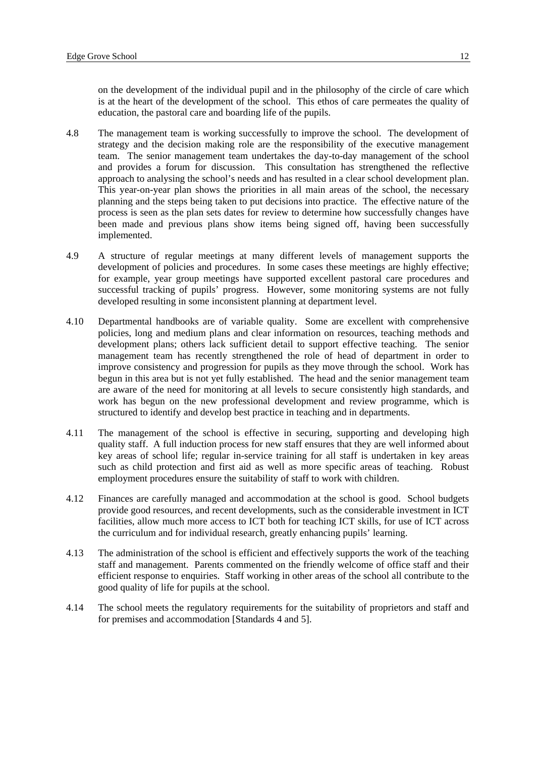on the development of the individual pupil and in the philosophy of the circle of care which is at the heart of the development of the school. This ethos of care permeates the quality of education, the pastoral care and boarding life of the pupils.

4.8 The management team is working successfully to improve the school. The development of strategy and the decision making role are the responsibility of the executive management team. The senior management team undertakes the day-to-day management of the school and provides a forum for discussion. This consultation has strengthened the reflective approach to analysing the school's needs and has resulted in a clear school development plan. This year-on-year plan shows the priorities in all main areas of the school, the necessary planning and the steps being taken to put decisions into practice. The effective nature of the process is seen as the plan sets dates for review to determine how successfully changes have been made and previous plans show items being signed off, having been successfully implemented.

4.9 A structure of regular meetings at many different levels of management supports the development of policies and procedures. In some cases these meetings are highly effective; for example, year group meetings have supported excellent pastoral care procedures and successful tracking of pupils' progress. However, some monitoring systems are not fully developed resulting in some inconsistent planning at department level.

4.10 Departmental handbooks are of variable quality. Some are excellent with comprehensive policies, long and medium plans and clear information on resources, teaching methods and development plans; others lack sufficient detail to support effective teaching. The senior management team has recently strengthened the role of head of department in order to improve consistency and progression for pupils as they move through the school. Work has begun in this area but is not yet fully established. The head and the senior management team are aware of the need for monitoring at all levels to secure consistently high standards, and work has begun on the new professional development and review programme, which is structured to identify and develop best practice in teaching and in departments.

4.11 The management of the school is effective in securing, supporting and developing high quality staff. A full induction process for new staff ensures that they are well informed about key areas of school life; regular in-service training for all staff is undertaken in key areas such as child protection and first aid as well as more specific areas of teaching. Robust employment procedures ensure the suitability of staff to work with children.

4.12 Finances are carefully managed and accommodation at the school is good. School budgets provide good resources, and recent developments, such as the considerable investment in ICT facilities, allow much more access to ICT both for teaching ICT skills, for use of ICT across the curriculum and for individual research, greatly enhancing pupils' learning.

4.13 The administration of the school is efficient and effectively supports the work of the teaching staff and management. Parents commented on the friendly welcome of office staff and their efficient response to enquiries. Staff working in other areas of the school all contribute to the good quality of life for pupils at the school.

4.14 The school meets the regulatory requirements for the suitability of proprietors and staff and for premises and accommodation [Standards 4 and 5].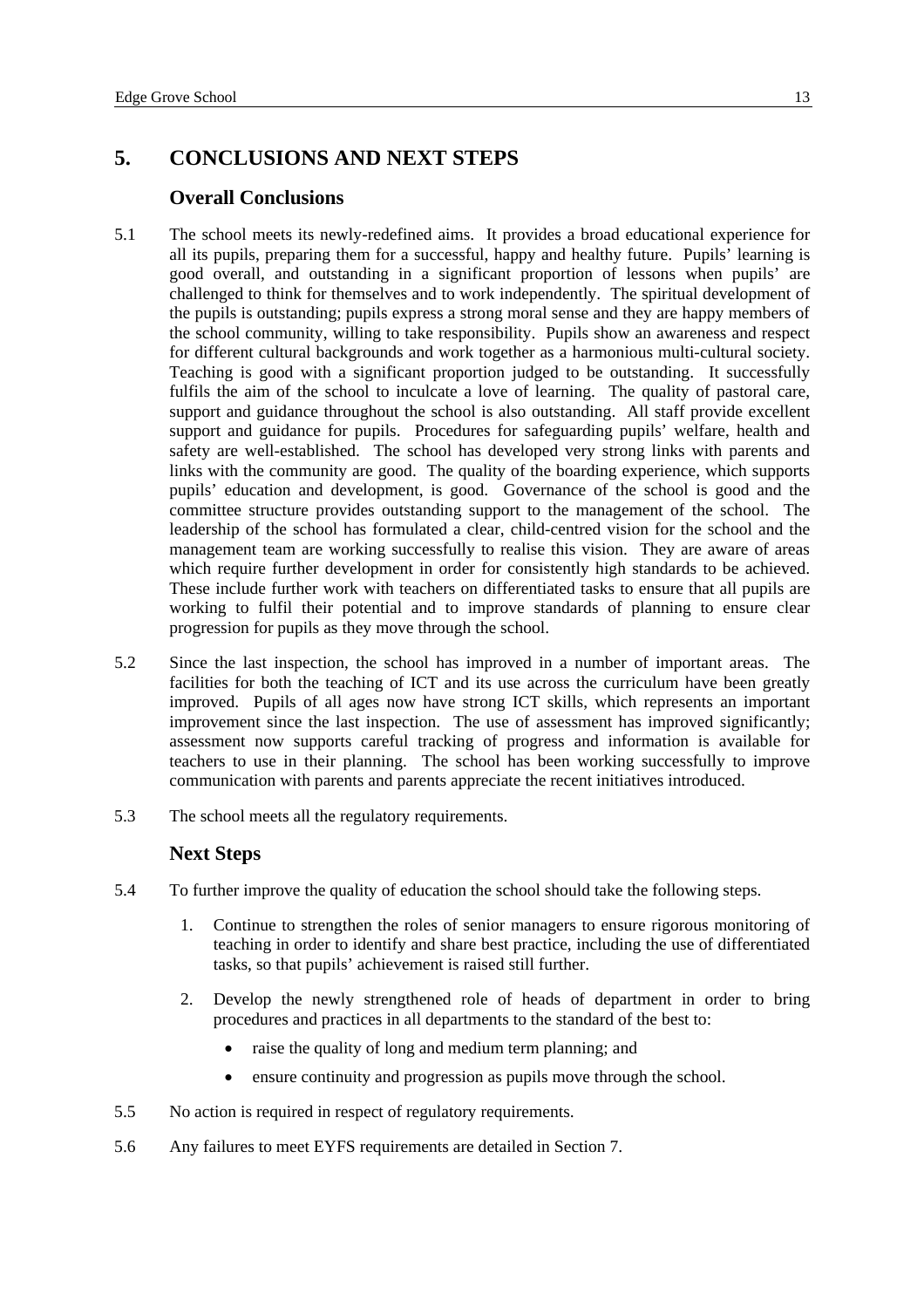## 5. CONCLUSIONS AND NEXT STEPS

### Overall Conclusions

5.1 The school meets its newly-redefined aims. It provides a broad educational experience for all its pupils, preparing them for a successful, happy and healthy future. Pupils' learning is good overall, and outstanding in a significant proportion of lessons when pupils' are challenged to think for themselves and to work independently. The spiritual development of the pupils is outstanding; pupils express a strong moral sense and they are happy members of the school community, willing to take responsibility. Pupils show an awareness and respect for different cultural backgrounds and work together as a harmonious multi-cultural society. Teaching is good with a significant proportion judged to be outstanding. It successfully fulfils the aim of the school to inculcate a love of learning. The quality of pastoral care, support and guidance throughout the school is also outstanding. All staff provide excellent support and guidance for pupils. Procedures for safeguarding pupils' welfare, health and safety are well-established. The school has developed very strong links with parents and links with the community are good. The quality of the boarding experience, which supports pupils' education and development, is good. Governance of the school is good and the committee structure provides outstanding support to the management of the school. The leadership of the school has formulated a clear, child-centred vision for the school and the management team are working successfully to realise this vision. They are aware of areas which require further development in order for consistently high standards to be achieved. These include further work with teachers on differentiated tasks to ensure that all pupils are working to fulfil their potential and to improve standards of planning to ensure clear progression for pupils as they move through the school.

5.2 Since the last inspection, the school has improved in a number of important areas. The facilities for both the teaching of ICT and its use across the curriculum have been greatly improved. Pupils of all ages now have strong ICT skills, which represents an important improvement since the last inspection. The use of assessment has improved significantly; assessment now supports careful tracking of progress and information is available for teachers to use in their planning. The school has been working successfully to improve communication with parents and parents appreciate the recent initiatives introduced.

5.3 The school meets all the regulatory requirements.

### Next Steps

5.4 To further improve the quality of education the school should take the following steps.

1. Continue to strengthen the roles of senior managers to ensure rigorous monitoring of teaching in order to identify and share best practice, including the use of differentiated tasks, so that pupils' achievement is raised still further.
2. Develop the newly strengthened role of heads of department in order to bring procedures and practices in all departments to the standard of the best to:
   - raise the quality of long and medium term planning; and
   - ensure continuity and progression as pupils move through the school.

5.5 No action is required in respect of regulatory requirements.

5.6 Any failures to meet EYFS requirements are detailed in Section 7.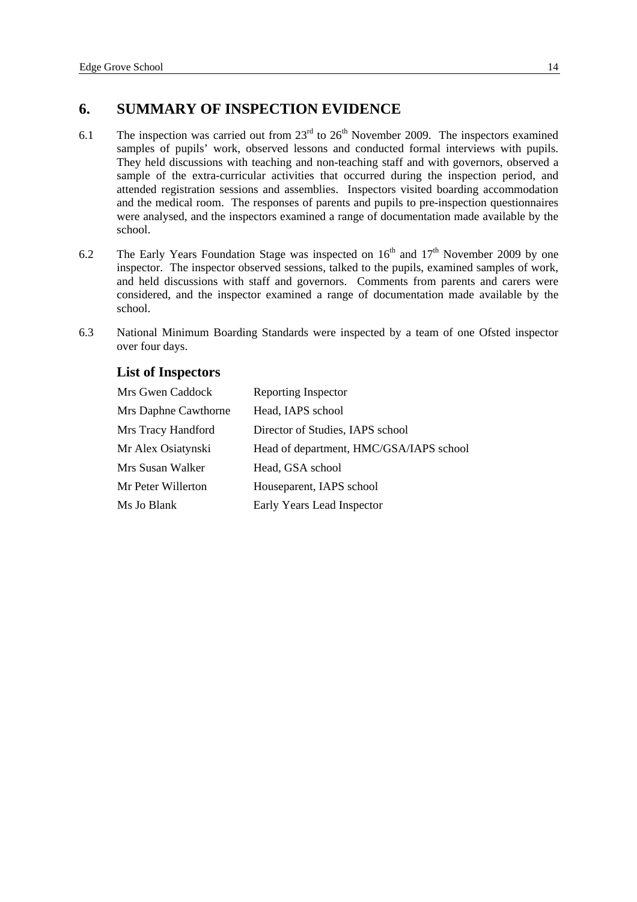## 6. SUMMARY OF INSPECTION EVIDENCE

6.1 The inspection was carried out from 23rd to 26th November 2009. The inspectors examined samples of pupils' work, observed lessons and conducted formal interviews with pupils. They held discussions with teaching and non-teaching staff and with governors, observed a sample of the extra-curricular activities that occurred during the inspection period, and attended registration sessions and assemblies. Inspectors visited boarding accommodation and the medical room. The responses of parents and pupils to pre-inspection questionnaires were analysed, and the inspectors examined a range of documentation made available by the school.

6.2 The Early Years Foundation Stage was inspected on 16th and 17th November 2009 by one inspector. The inspector observed sessions, talked to the pupils, examined samples of work, and held discussions with staff and governors. Comments from parents and carers were considered, and the inspector examined a range of documentation made available by the school.

6.3 National Minimum Boarding Standards were inspected by a team of one Ofsted inspector over four days.

### List of Inspectors

| | |
|---|---|
| Mrs Gwen Caddock | Reporting Inspector |
| Mrs Daphne Cawthorne | Head, IAPS school |
| Mrs Tracy Handford | Director of Studies, IAPS school |
| Mr Alex Osiatynski | Head of department, HMC/GSA/IAPS school |
| Mrs Susan Walker | Head, GSA school |
| Mr Peter Willerton | Houseparent, IAPS school |
| Ms Jo Blank | Early Years Lead Inspector |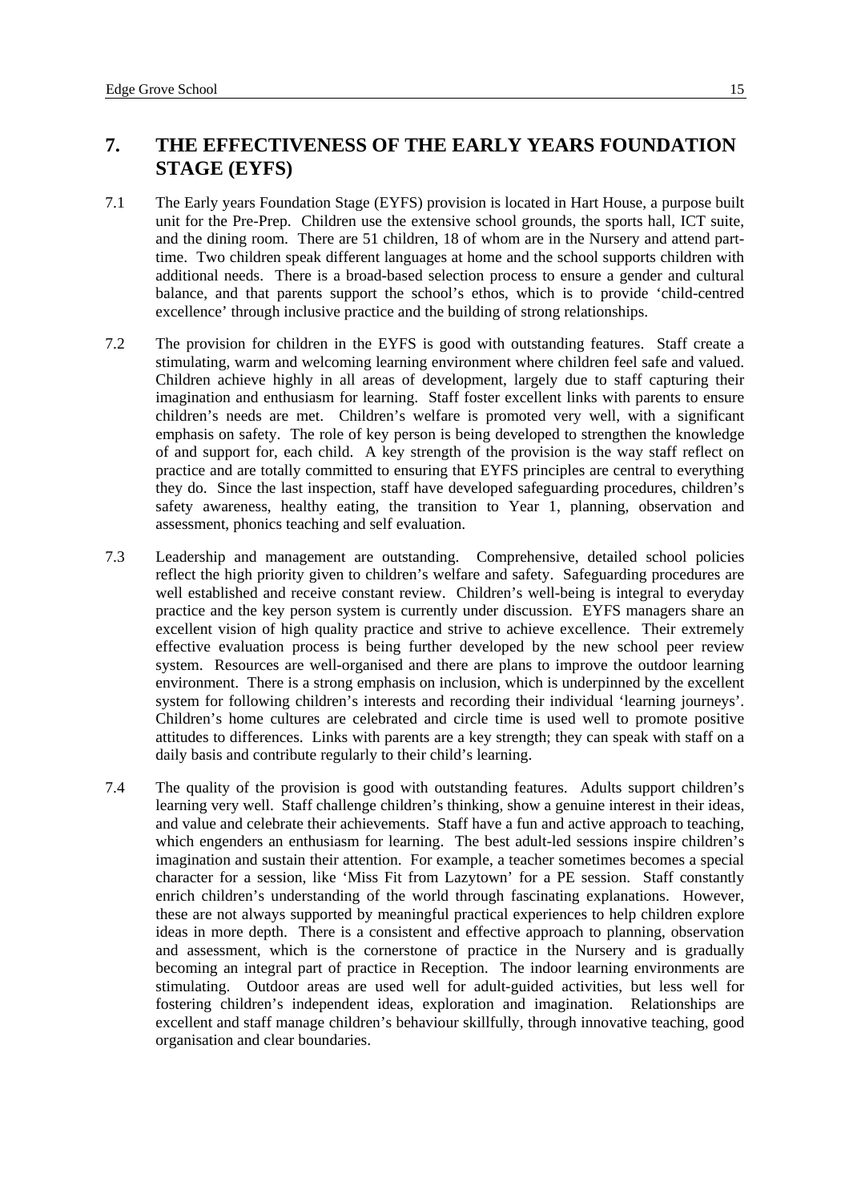## 7. THE EFFECTIVENESS OF THE EARLY YEARS FOUNDATION STAGE (EYFS)

7.1 The Early years Foundation Stage (EYFS) provision is located in Hart House, a purpose built unit for the Pre-Prep. Children use the extensive school grounds, the sports hall, ICT suite, and the dining room. There are 51 children, 18 of whom are in the Nursery and attend part-time. Two children speak different languages at home and the school supports children with additional needs. There is a broad-based selection process to ensure a gender and cultural balance, and that parents support the school's ethos, which is to provide 'child-centred excellence' through inclusive practice and the building of strong relationships.

7.2 The provision for children in the EYFS is good with outstanding features. Staff create a stimulating, warm and welcoming learning environment where children feel safe and valued. Children achieve highly in all areas of development, largely due to staff capturing their imagination and enthusiasm for learning. Staff foster excellent links with parents to ensure children's needs are met. Children's welfare is promoted very well, with a significant emphasis on safety. The role of key person is being developed to strengthen the knowledge of and support for, each child. A key strength of the provision is the way staff reflect on practice and are totally committed to ensuring that EYFS principles are central to everything they do. Since the last inspection, staff have developed safeguarding procedures, children's safety awareness, healthy eating, the transition to Year 1, planning, observation and assessment, phonics teaching and self evaluation.

7.3 Leadership and management are outstanding. Comprehensive, detailed school policies reflect the high priority given to children's welfare and safety. Safeguarding procedures are well established and receive constant review. Children's well-being is integral to everyday practice and the key person system is currently under discussion. EYFS managers share an excellent vision of high quality practice and strive to achieve excellence. Their extremely effective evaluation process is being further developed by the new school peer review system. Resources are well-organised and there are plans to improve the outdoor learning environment. There is a strong emphasis on inclusion, which is underpinned by the excellent system for following children's interests and recording their individual 'learning journeys'. Children's home cultures are celebrated and circle time is used well to promote positive attitudes to differences. Links with parents are a key strength; they can speak with staff on a daily basis and contribute regularly to their child's learning.

7.4 The quality of the provision is good with outstanding features. Adults support children's learning very well. Staff challenge children's thinking, show a genuine interest in their ideas, and value and celebrate their achievements. Staff have a fun and active approach to teaching, which engenders an enthusiasm for learning. The best adult-led sessions inspire children's imagination and sustain their attention. For example, a teacher sometimes becomes a special character for a session, like 'Miss Fit from Lazytown' for a PE session. Staff constantly enrich children's understanding of the world through fascinating explanations. However, these are not always supported by meaningful practical experiences to help children explore ideas in more depth. There is a consistent and effective approach to planning, observation and assessment, which is the cornerstone of practice in the Nursery and is gradually becoming an integral part of practice in Reception. The indoor learning environments are stimulating. Outdoor areas are used well for adult-guided activities, but less well for fostering children's independent ideas, exploration and imagination. Relationships are excellent and staff manage children's behaviour skillfully, through innovative teaching, good organisation and clear boundaries.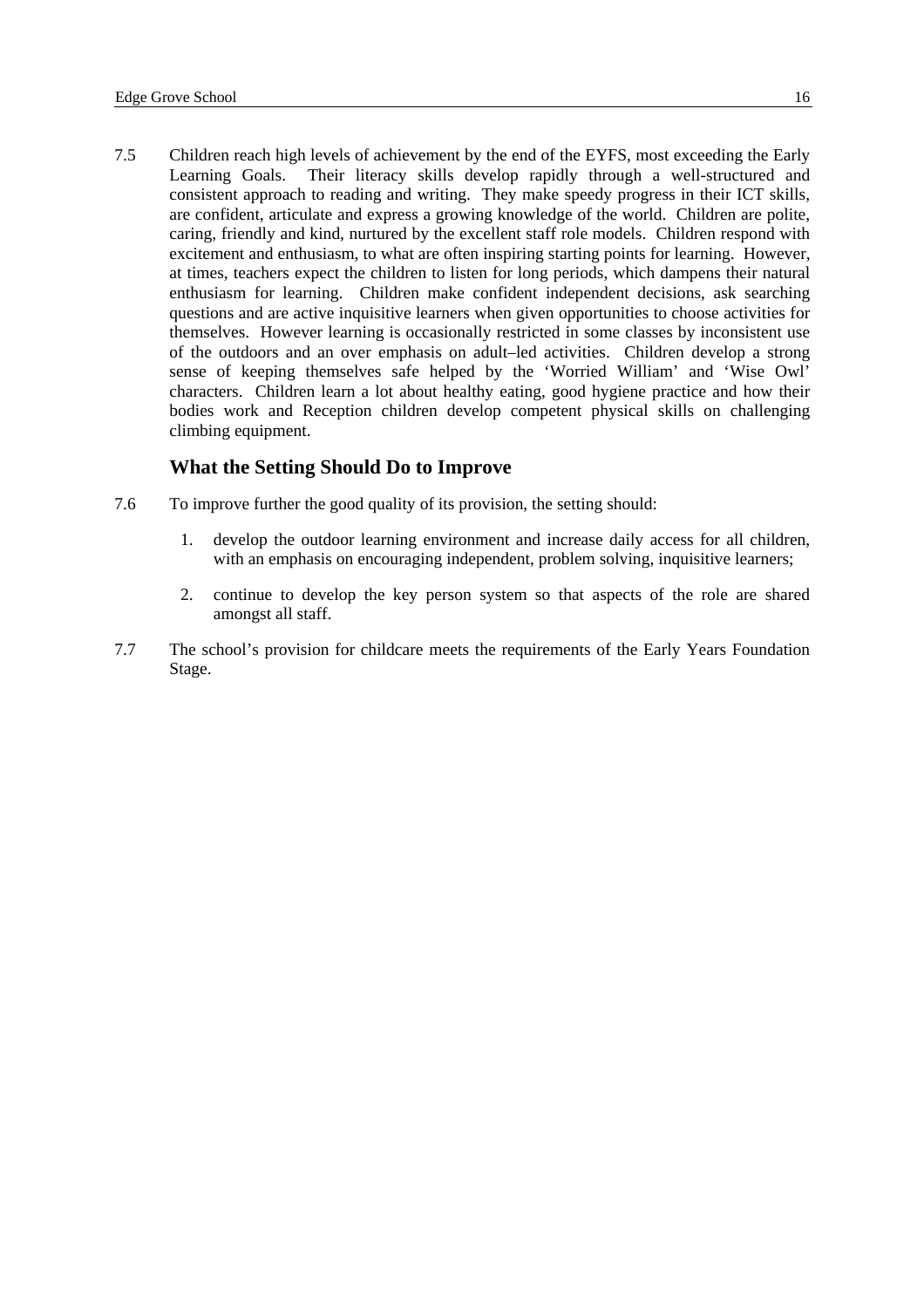7.5 Children reach high levels of achievement by the end of the EYFS, most exceeding the Early Learning Goals. Their literacy skills develop rapidly through a well-structured and consistent approach to reading and writing. They make speedy progress in their ICT skills, are confident, articulate and express a growing knowledge of the world. Children are polite, caring, friendly and kind, nurtured by the excellent staff role models. Children respond with excitement and enthusiasm, to what are often inspiring starting points for learning. However, at times, teachers expect the children to listen for long periods, which dampens their natural enthusiasm for learning. Children make confident independent decisions, ask searching questions and are active inquisitive learners when given opportunities to choose activities for themselves. However learning is occasionally restricted in some classes by inconsistent use of the outdoors and an over emphasis on adult–led activities. Children develop a strong sense of keeping themselves safe helped by the 'Worried William' and 'Wise Owl' characters. Children learn a lot about healthy eating, good hygiene practice and how their bodies work and Reception children develop competent physical skills on challenging climbing equipment.

### What the Setting Should Do to Improve

7.6 To improve further the good quality of its provision, the setting should:

1. develop the outdoor learning environment and increase daily access for all children, with an emphasis on encouraging independent, problem solving, inquisitive learners;
2. continue to develop the key person system so that aspects of the role are shared amongst all staff.

7.7 The school's provision for childcare meets the requirements of the Early Years Foundation Stage.